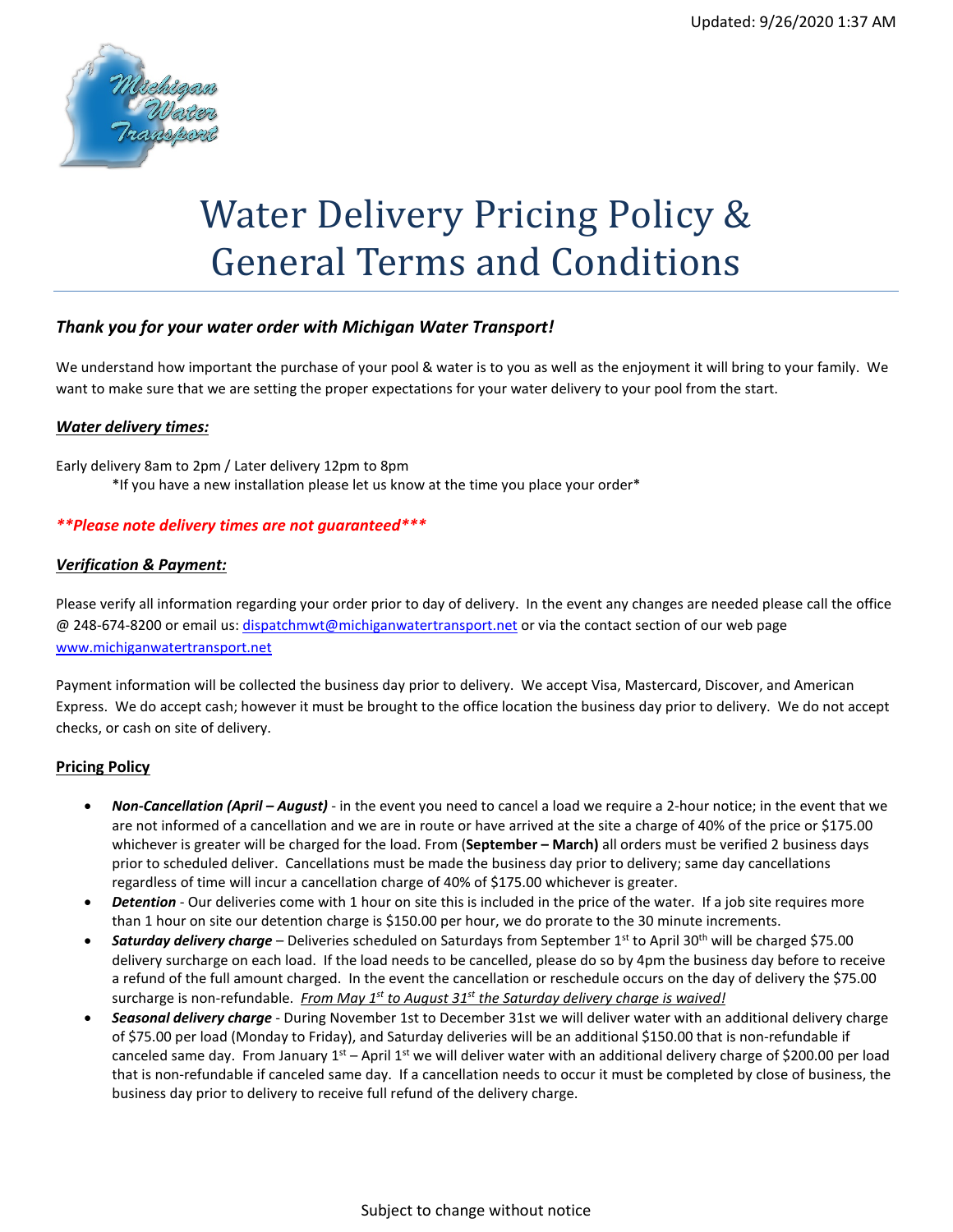Updated: 9/26/2020 1:37 AM

# Water Delivery Pricing Policy & General Terms and Conditions

### *Thank you for your water order with Michigan Water Transport!*

We understand how important the purchase of your pool & water is to you as well as the enjoyment it will bring to your family. We want to make sure that we are setting the proper expectations for your water delivery to your pool from the start.

***Water delivery times:***

Early delivery 8am to 2pm / Later delivery 12pm to 8pm
*If you have a new installation please let us know at the time you place your order*

***\*\*Please note delivery times are not guaranteed\*\*\****

***Verification & Payment:***

Please verify all information regarding your order prior to day of delivery. In the event any changes are needed please call the office @ 248-674-8200 or email us: dispatchmwt@michiganwatertransport.net or via the contact section of our web page www.michiganwatertransport.net

Payment information will be collected the business day prior to delivery. We accept Visa, Mastercard, Discover, and American Express. We do accept cash; however it must be brought to the office location the business day prior to delivery. We do not accept checks, or cash on site of delivery.

**Pricing Policy**

- ***Non-Cancellation (April – August)*** - in the event you need to cancel a load we require a 2-hour notice; in the event that we are not informed of a cancellation and we are in route or have arrived at the site a charge of 40% of the price or $175.00 whichever is greater will be charged for the load. From (**September – March)** all orders must be verified 2 business days prior to scheduled deliver. Cancellations must be made the business day prior to delivery; same day cancellations regardless of time will incur a cancellation charge of 40% of $175.00 whichever is greater.
- ***Detention*** - Our deliveries come with 1 hour on site this is included in the price of the water. If a job site requires more than 1 hour on site our detention charge is $150.00 per hour, we do prorate to the 30 minute increments.
- ***Saturday delivery charge*** – Deliveries scheduled on Saturdays from September 1st to April 30th will be charged $75.00 delivery surcharge on each load. If the load needs to be cancelled, please do so by 4pm the business day before to receive a refund of the full amount charged. In the event the cancellation or reschedule occurs on the day of delivery the $75.00 surcharge is non-refundable. *From May 1st to August 31st the Saturday delivery charge is waived!*
- ***Seasonal delivery charge*** - During November 1st to December 31st we will deliver water with an additional delivery charge of $75.00 per load (Monday to Friday), and Saturday deliveries will be an additional $150.00 that is non-refundable if canceled same day. From January 1st – April 1st we will deliver water with an additional delivery charge of $200.00 per load that is non-refundable if canceled same day. If a cancellation needs to occur it must be completed by close of business, the business day prior to delivery to receive full refund of the delivery charge.

Subject to change without notice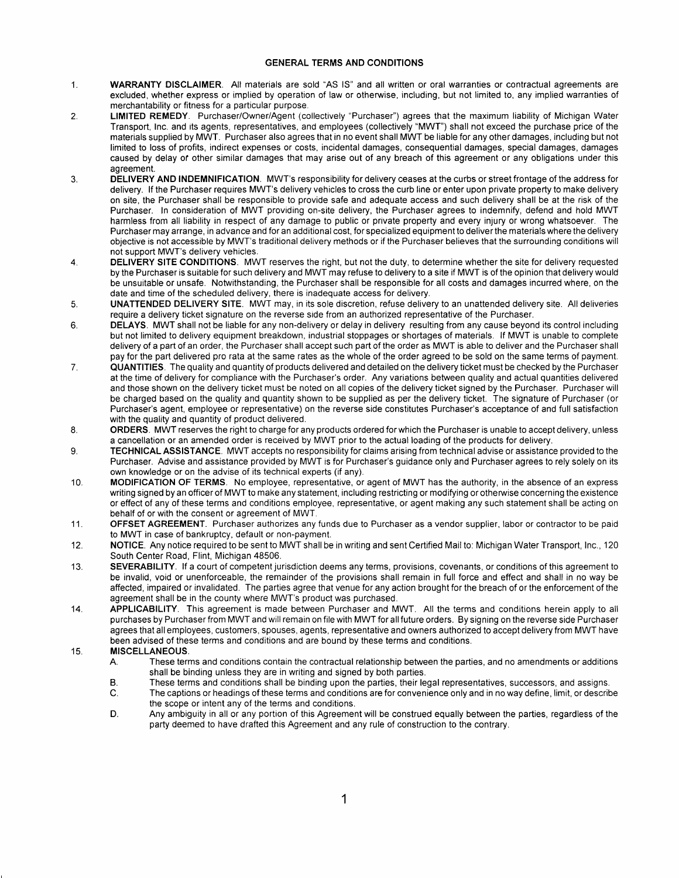# GENERAL TERMS AND CONDITIONS

1. **WARRANTY DISCLAIMER**. All materials are sold "AS IS" and all written or oral warranties or contractual agreements are excluded, whether express or implied by operation of law or otherwise, including, but not limited to, any implied warranties of merchantability or fitness for a particular purpose.
2. **LIMITED REMEDY**. Purchaser/Owner/Agent (collectively "Purchaser") agrees that the maximum liability of Michigan Water Transport, Inc. and its agents, representatives, and employees (collectively "MWT") shall not exceed the purchase price of the materials supplied by MWT. Purchaser also agrees that in no event shall MWT be liable for any other damages, including but not limited to loss of profits, indirect expenses or costs, incidental damages, consequential damages, special damages, damages caused by delay or other similar damages that may arise out of any breach of this agreement or any obligations under this agreement.
3. **DELIVERY AND INDEMNIFICATION**. MWT's responsibility for delivery ceases at the curbs or street frontage of the address for delivery. If the Purchaser requires MWT's delivery vehicles to cross the curb line or enter upon private property to make delivery on site, the Purchaser shall be responsible to provide safe and adequate access and such delivery shall be at the risk of the Purchaser. In consideration of MWT providing on-site delivery, the Purchaser agrees to indemnify, defend and hold MWT harmless from all liability in respect of any damage to public or private property and every injury or wrong whatsoever. The Purchaser may arrange, in advance and for an additional cost, for specialized equipment to deliver the materials where the delivery objective is not accessible by MWT's traditional delivery methods or if the Purchaser believes that the surrounding conditions will not support MWT's delivery vehicles.
4. **DELIVERY SITE CONDITIONS**. MWT reserves the right, but not the duty, to determine whether the site for delivery requested by the Purchaser is suitable for such delivery and MWT may refuse to delivery to a site if MWT is of the opinion that delivery would be unsuitable or unsafe. Notwithstanding, the Purchaser shall be responsible for all costs and damages incurred where, on the date and time of the scheduled delivery, there is inadequate access for delivery.
5. **UNATTENDED DELIVERY SITE**. MWT may, in its sole discretion, refuse delivery to an unattended delivery site. All deliveries require a delivery ticket signature on the reverse side from an authorized representative of the Purchaser.
6. **DELAYS**. MWT shall not be liable for any non-delivery or delay in delivery resulting from any cause beyond its control including but not limited to delivery equipment breakdown, industrial stoppages or shortages of materials. If MWT is unable to complete delivery of a part of an order, the Purchaser shall accept such part of the order as MWT is able to deliver and the Purchaser shall pay for the part delivered pro rata at the same rates as the whole of the order agreed to be sold on the same terms of payment.
7. **QUANTITIES**. The quality and quantity of products delivered and detailed on the delivery ticket must be checked by the Purchaser at the time of delivery for compliance with the Purchaser's order. Any variations between quality and actual quantities delivered and those shown on the delivery ticket must be noted on all copies of the delivery ticket signed by the Purchaser. Purchaser will be charged based on the quality and quantity shown to be supplied as per the delivery ticket. The signature of Purchaser (or Purchaser's agent, employee or representative) on the reverse side constitutes Purchaser's acceptance of and full satisfaction with the quality and quantity of product delivered.
8. **ORDERS**. MWT reserves the right to charge for any products ordered for which the Purchaser is unable to accept delivery, unless a cancellation or an amended order is received by MWT prior to the actual loading of the products for delivery.
9. **TECHNICAL ASSISTANCE**. MWT accepts no responsibility for claims arising from technical advise or assistance provided to the Purchaser. Advise and assistance provided by MWT is for Purchaser's guidance only and Purchaser agrees to rely solely on its own knowledge or on the advise of its technical experts (if any).
10. **MODIFICATION OF TERMS**. No employee, representative, or agent of MWT has the authority, in the absence of an express writing signed by an officer of MWT to make any statement, including restricting or modifying or otherwise concerning the existence or effect of any of these terms and conditions employee, representative, or agent making any such statement shall be acting on behalf of or with the consent or agreement of MWT.
11. **OFFSET AGREEMENT**. Purchaser authorizes any funds due to Purchaser as a vendor supplier, labor or contractor to be paid to MWT in case of bankruptcy, default or non-payment.
12. **NOTICE**. Any notice required to be sent to MWT shall be in writing and sent Certified Mail to: Michigan Water Transport, Inc., 120 South Center Road, Flint, Michigan 48506.
13. **SEVERABILITY**. If a court of competent jurisdiction deems any terms, provisions, covenants, or conditions of this agreement to be invalid, void or unenforceable, the remainder of the provisions shall remain in full force and effect and shall in no way be affected, impaired or invalidated. The parties agree that venue for any action brought for the breach of or the enforcement of the agreement shall be in the county where MWT's product was purchased.
14. **APPLICABILITY**. This agreement is made between Purchaser and MWT. All the terms and conditions herein apply to all purchases by Purchaser from MWT and will remain on file with MWT for all future orders. By signing on the reverse side Purchaser agrees that all employees, customers, spouses, agents, representative and owners authorized to accept delivery from MWT have been advised of these terms and conditions and are bound by these terms and conditions.
15. **MISCELLANEOUS**.
    - A. These terms and conditions contain the contractual relationship between the parties, and no amendments or additions shall be binding unless they are in writing and signed by both parties.
    - B. These terms and conditions shall be binding upon the parties, their legal representatives, successors, and assigns.
    - C. The captions or headings of these terms and conditions are for convenience only and in no way define, limit, or describe the scope or intent any of the terms and conditions.
    - D. Any ambiguity in all or any portion of this Agreement will be construed equally between the parties, regardless of the party deemed to have drafted this Agreement and any rule of construction to the contrary.